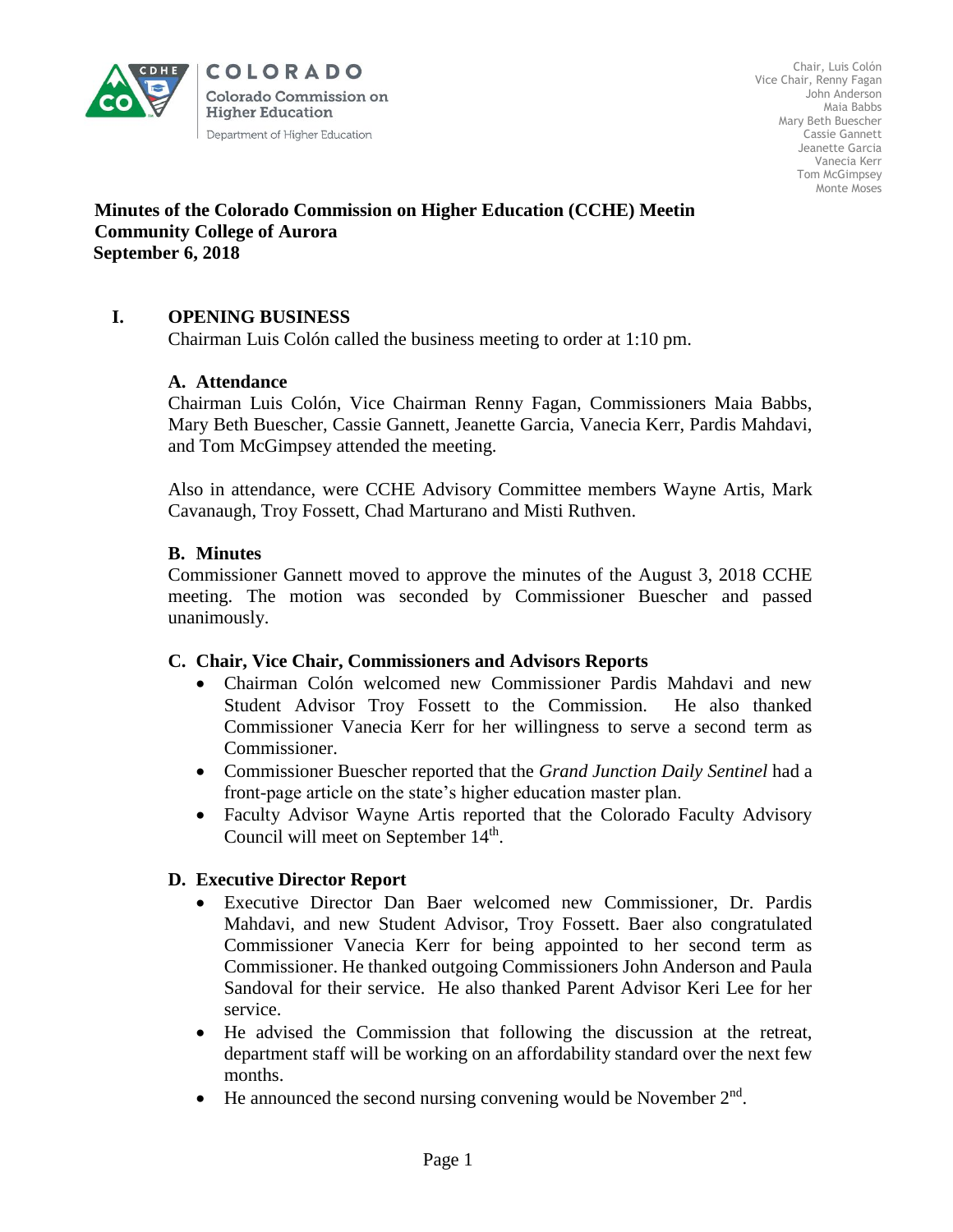COLORADO

Colorado Commission on Higher Education

Department of Higher Education

Chair, Luis Colón
Vice Chair, Renny Fagan
John Anderson
Maia Babbs
Mary Beth Buescher
Cassie Gannett
Jeanette Garcia
Vanecia Kerr
Tom McGimpsey
Monte Moses

**Minutes of the Colorado Commission on Higher Education (CCHE) Meetin**
**Community College of Aurora**
**September 6, 2018**

## I. OPENING BUSINESS

Chairman Luis Colón called the business meeting to order at 1:10 pm.

### A. Attendance

Chairman Luis Colón, Vice Chairman Renny Fagan, Commissioners Maia Babbs, Mary Beth Buescher, Cassie Gannett, Jeanette Garcia, Vanecia Kerr, Pardis Mahdavi, and Tom McGimpsey attended the meeting.

Also in attendance, were CCHE Advisory Committee members Wayne Artis, Mark Cavanaugh, Troy Fossett, Chad Marturano and Misti Ruthven.

### B. Minutes

Commissioner Gannett moved to approve the minutes of the August 3, 2018 CCHE meeting. The motion was seconded by Commissioner Buescher and passed unanimously.

### C. Chair, Vice Chair, Commissioners and Advisors Reports

- Chairman Colón welcomed new Commissioner Pardis Mahdavi and new Student Advisor Troy Fossett to the Commission. He also thanked Commissioner Vanecia Kerr for her willingness to serve a second term as Commissioner.
- Commissioner Buescher reported that the *Grand Junction Daily Sentinel* had a front-page article on the state's higher education master plan.
- Faculty Advisor Wayne Artis reported that the Colorado Faculty Advisory Council will meet on September 14th.

### D. Executive Director Report

- Executive Director Dan Baer welcomed new Commissioner, Dr. Pardis Mahdavi, and new Student Advisor, Troy Fossett. Baer also congratulated Commissioner Vanecia Kerr for being appointed to her second term as Commissioner. He thanked outgoing Commissioners John Anderson and Paula Sandoval for their service. He also thanked Parent Advisor Keri Lee for her service.
- He advised the Commission that following the discussion at the retreat, department staff will be working on an affordability standard over the next few months.
- He announced the second nursing convening would be November 2nd.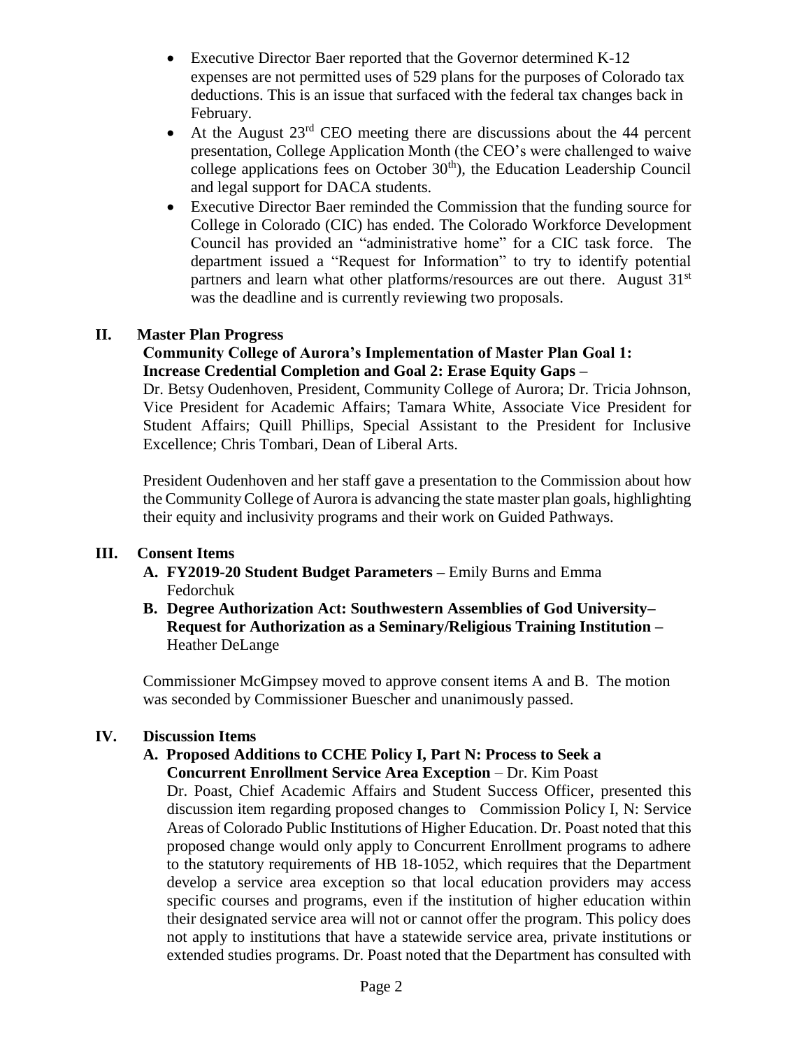- Executive Director Baer reported that the Governor determined K-12 expenses are not permitted uses of 529 plans for the purposes of Colorado tax deductions. This is an issue that surfaced with the federal tax changes back in February.
- At the August 23rd CEO meeting there are discussions about the 44 percent presentation, College Application Month (the CEO's were challenged to waive college applications fees on October 30th), the Education Leadership Council and legal support for DACA students.
- Executive Director Baer reminded the Commission that the funding source for College in Colorado (CIC) has ended. The Colorado Workforce Development Council has provided an "administrative home" for a CIC task force. The department issued a "Request for Information" to try to identify potential partners and learn what other platforms/resources are out there. August 31st was the deadline and is currently reviewing two proposals.

## II. Master Plan Progress

**Community College of Aurora's Implementation of Master Plan Goal 1: Increase Credential Completion and Goal 2: Erase Equity Gaps –** Dr. Betsy Oudenhoven, President, Community College of Aurora; Dr. Tricia Johnson, Vice President for Academic Affairs; Tamara White, Associate Vice President for Student Affairs; Quill Phillips, Special Assistant to the President for Inclusive Excellence; Chris Tombari, Dean of Liberal Arts.

President Oudenhoven and her staff gave a presentation to the Commission about how the Community College of Aurora is advancing the state master plan goals, highlighting their equity and inclusivity programs and their work on Guided Pathways.

## III. Consent Items

**A. FY2019-20 Student Budget Parameters –** Emily Burns and Emma Fedorchuk

**B. Degree Authorization Act: Southwestern Assemblies of God University– Request for Authorization as a Seminary/Religious Training Institution –** Heather DeLange

Commissioner McGimpsey moved to approve consent items A and B. The motion was seconded by Commissioner Buescher and unanimously passed.

## IV. Discussion Items

**A. Proposed Additions to CCHE Policy I, Part N: Process to Seek a Concurrent Enrollment Service Area Exception** – Dr. Kim Poast

Dr. Poast, Chief Academic Affairs and Student Success Officer, presented this discussion item regarding proposed changes to Commission Policy I, N: Service Areas of Colorado Public Institutions of Higher Education. Dr. Poast noted that this proposed change would only apply to Concurrent Enrollment programs to adhere to the statutory requirements of HB 18-1052, which requires that the Department develop a service area exception so that local education providers may access specific courses and programs, even if the institution of higher education within their designated service area will not or cannot offer the program. This policy does not apply to institutions that have a statewide service area, private institutions or extended studies programs. Dr. Poast noted that the Department has consulted with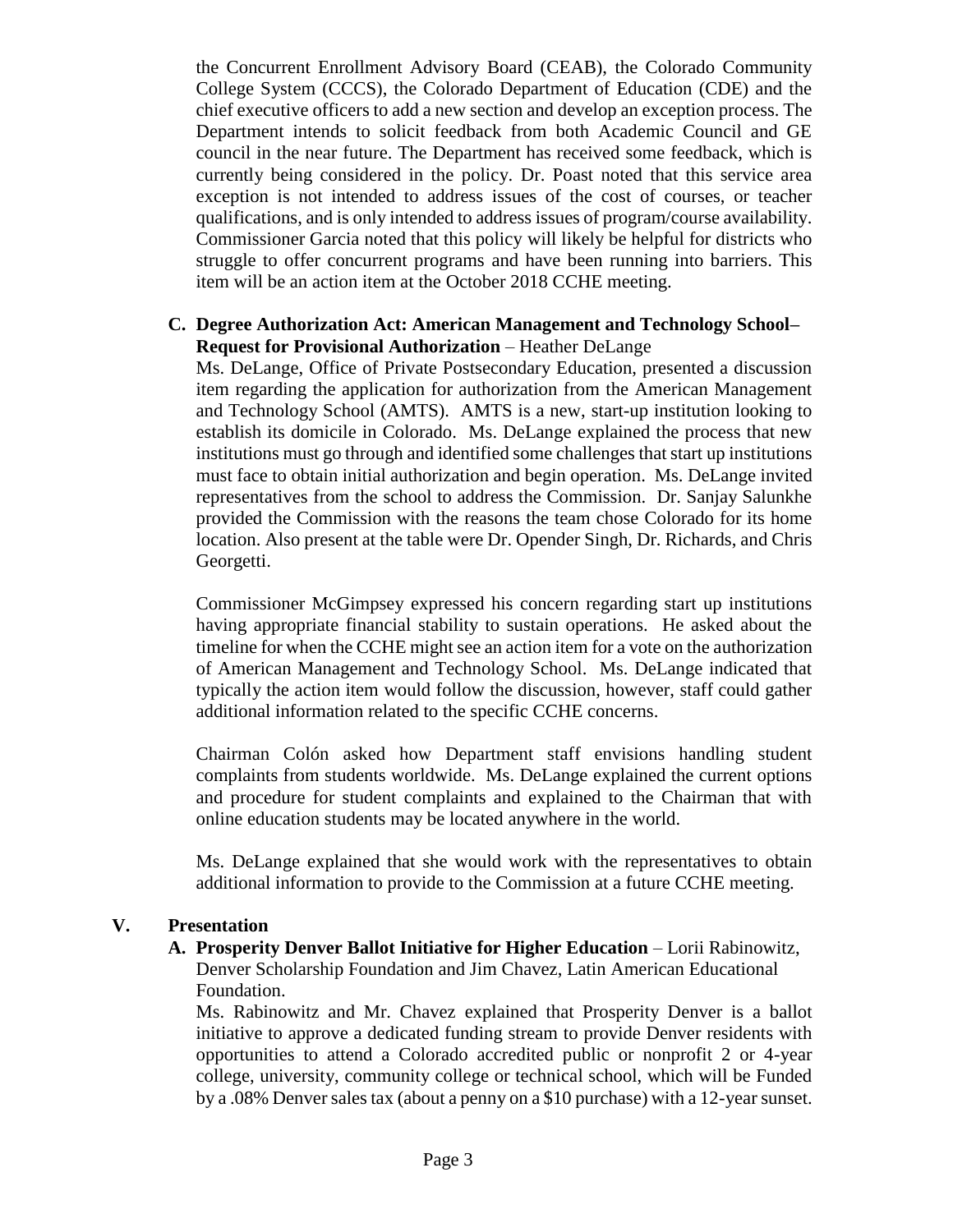the Concurrent Enrollment Advisory Board (CEAB), the Colorado Community College System (CCCS), the Colorado Department of Education (CDE) and the chief executive officers to add a new section and develop an exception process. The Department intends to solicit feedback from both Academic Council and GE council in the near future. The Department has received some feedback, which is currently being considered in the policy. Dr. Poast noted that this service area exception is not intended to address issues of the cost of courses, or teacher qualifications, and is only intended to address issues of program/course availability. Commissioner Garcia noted that this policy will likely be helpful for districts who struggle to offer concurrent programs and have been running into barriers. This item will be an action item at the October 2018 CCHE meeting.

**C. Degree Authorization Act: American Management and Technology School– Request for Provisional Authorization** – Heather DeLange

Ms. DeLange, Office of Private Postsecondary Education, presented a discussion item regarding the application for authorization from the American Management and Technology School (AMTS). AMTS is a new, start-up institution looking to establish its domicile in Colorado. Ms. DeLange explained the process that new institutions must go through and identified some challenges that start up institutions must face to obtain initial authorization and begin operation. Ms. DeLange invited representatives from the school to address the Commission. Dr. Sanjay Salunkhe provided the Commission with the reasons the team chose Colorado for its home location. Also present at the table were Dr. Opender Singh, Dr. Richards, and Chris Georgetti.

Commissioner McGimpsey expressed his concern regarding start up institutions having appropriate financial stability to sustain operations. He asked about the timeline for when the CCHE might see an action item for a vote on the authorization of American Management and Technology School. Ms. DeLange indicated that typically the action item would follow the discussion, however, staff could gather additional information related to the specific CCHE concerns.

Chairman Colón asked how Department staff envisions handling student complaints from students worldwide. Ms. DeLange explained the current options and procedure for student complaints and explained to the Chairman that with online education students may be located anywhere in the world.

Ms. DeLange explained that she would work with the representatives to obtain additional information to provide to the Commission at a future CCHE meeting.

## V. Presentation

**A. Prosperity Denver Ballot Initiative for Higher Education** – Lorii Rabinowitz, Denver Scholarship Foundation and Jim Chavez, Latin American Educational Foundation.

Ms. Rabinowitz and Mr. Chavez explained that Prosperity Denver is a ballot initiative to approve a dedicated funding stream to provide Denver residents with opportunities to attend a Colorado accredited public or nonprofit 2 or 4-year college, university, community college or technical school, which will be Funded by a .08% Denver sales tax (about a penny on a $10 purchase) with a 12-year sunset.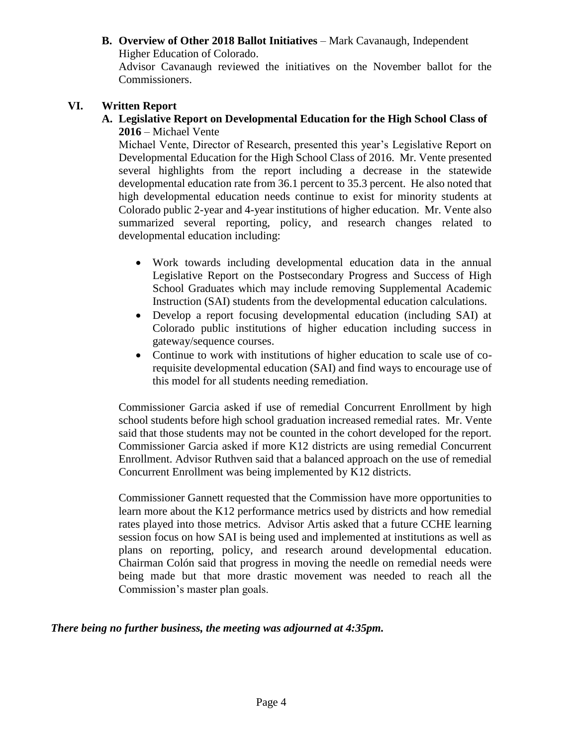**B. Overview of Other 2018 Ballot Initiatives** – Mark Cavanaugh, Independent Higher Education of Colorado.

Advisor Cavanaugh reviewed the initiatives on the November ballot for the Commissioners.

## VI. Written Report

### A. Legislative Report on Developmental Education for the High School Class of 2016 – Michael Vente

Michael Vente, Director of Research, presented this year's Legislative Report on Developmental Education for the High School Class of 2016. Mr. Vente presented several highlights from the report including a decrease in the statewide developmental education rate from 36.1 percent to 35.3 percent. He also noted that high developmental education needs continue to exist for minority students at Colorado public 2-year and 4-year institutions of higher education. Mr. Vente also summarized several reporting, policy, and research changes related to developmental education including:

- Work towards including developmental education data in the annual Legislative Report on the Postsecondary Progress and Success of High School Graduates which may include removing Supplemental Academic Instruction (SAI) students from the developmental education calculations.
- Develop a report focusing developmental education (including SAI) at Colorado public institutions of higher education including success in gateway/sequence courses.
- Continue to work with institutions of higher education to scale use of co-requisite developmental education (SAI) and find ways to encourage use of this model for all students needing remediation.

Commissioner Garcia asked if use of remedial Concurrent Enrollment by high school students before high school graduation increased remedial rates. Mr. Vente said that those students may not be counted in the cohort developed for the report. Commissioner Garcia asked if more K12 districts are using remedial Concurrent Enrollment. Advisor Ruthven said that a balanced approach on the use of remedial Concurrent Enrollment was being implemented by K12 districts.

Commissioner Gannett requested that the Commission have more opportunities to learn more about the K12 performance metrics used by districts and how remedial rates played into those metrics. Advisor Artis asked that a future CCHE learning session focus on how SAI is being used and implemented at institutions as well as plans on reporting, policy, and research around developmental education. Chairman Colón said that progress in moving the needle on remedial needs were being made but that more drastic movement was needed to reach all the Commission's master plan goals.

***There being no further business, the meeting was adjourned at 4:35pm.***